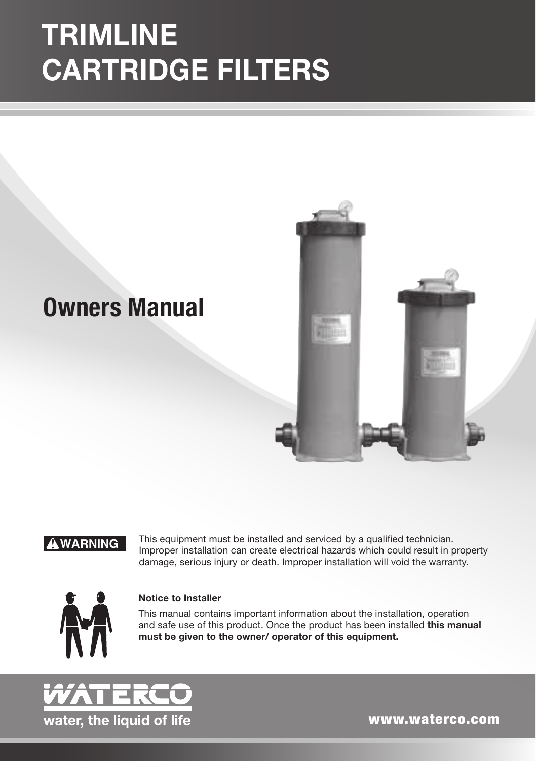# TRIMLINE CARTRIDGE FILTERS

## Owners Manual

**⚠ WARNING** This equipment must be installed and serviced by a qualified technician. Improper installation can create electrical hazards which could result in property damage, serious injury or death. Improper installation will void the warranty.

**Notice to Installer**

This manual contains important information about the installation, operation and safe use of this product. Once the product has been installed **this manual must be given to the owner/ operator of this equipment.**

WATERCO

water, the liquid of life

www.waterco.com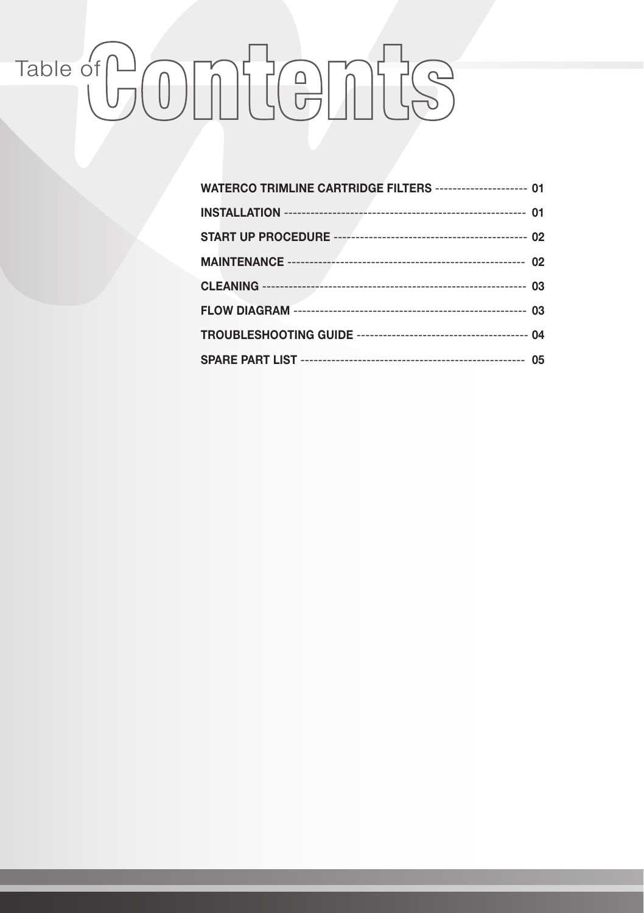# Table of Contents

| | |
|---|---|
| **WATERCO TRIMLINE CARTRIDGE FILTERS** | **01** |
| **INSTALLATION** | **01** |
| **START UP PROCEDURE** | **02** |
| **MAINTENANCE** | **02** |
| **CLEANING** | **03** |
| **FLOW DIAGRAM** | **03** |
| **TROUBLESHOOTING GUIDE** | **04** |
| **SPARE PART LIST** | **05** |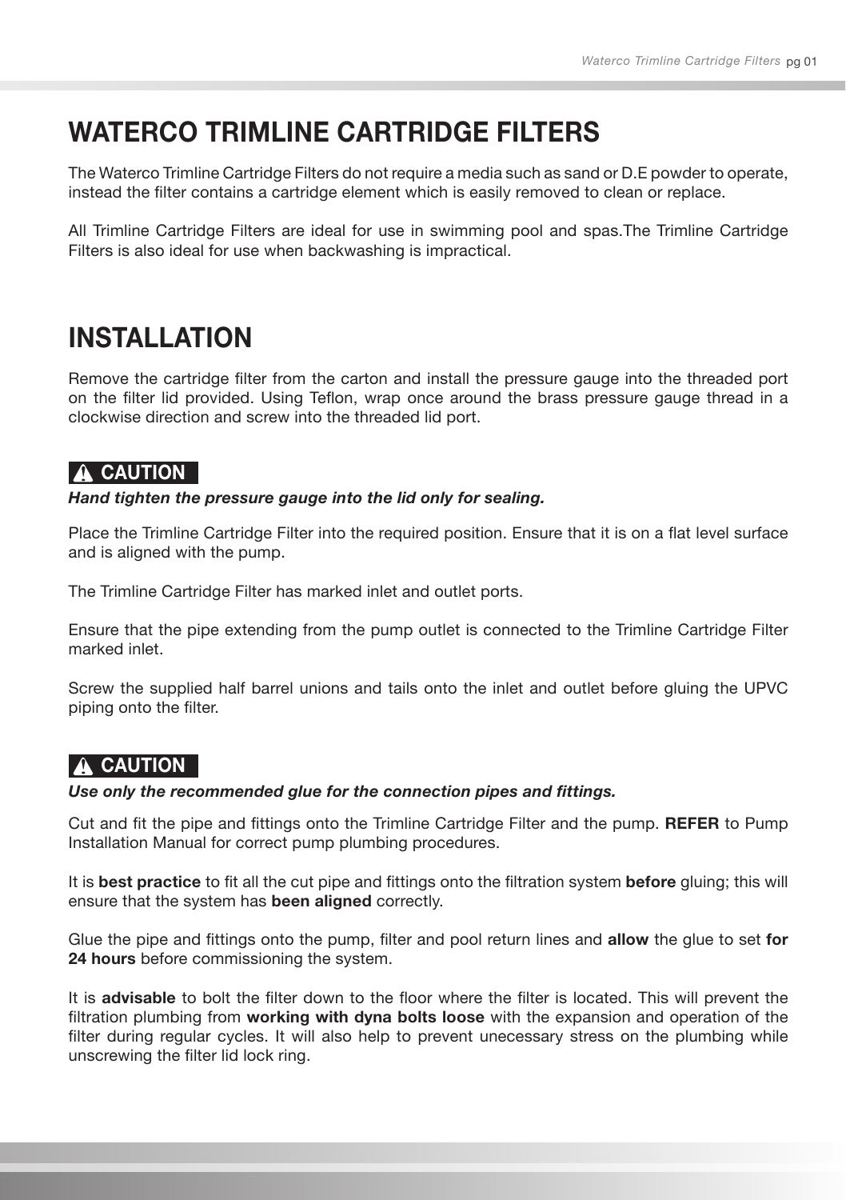# WATERCO TRIMLINE CARTRIDGE FILTERS

The Waterco Trimline Cartridge Filters do not require a media such as sand or D.E powder to operate, instead the filter contains a cartridge element which is easily removed to clean or replace.

All Trimline Cartridge Filters are ideal for use in swimming pool and spas.The Trimline Cartridge Filters is also ideal for use when backwashing is impractical.

# INSTALLATION

Remove the cartridge filter from the carton and install the pressure gauge into the threaded port on the filter lid provided. Using Teflon, wrap once around the brass pressure gauge thread in a clockwise direction and screw into the threaded lid port.

**⚠ CAUTION**

***Hand tighten the pressure gauge into the lid only for sealing.***

Place the Trimline Cartridge Filter into the required position. Ensure that it is on a flat level surface and is aligned with the pump.

The Trimline Cartridge Filter has marked inlet and outlet ports.

Ensure that the pipe extending from the pump outlet is connected to the Trimline Cartridge Filter marked inlet.

Screw the supplied half barrel unions and tails onto the inlet and outlet before gluing the UPVC piping onto the filter.

**⚠ CAUTION**

***Use only the recommended glue for the connection pipes and fittings.***

Cut and fit the pipe and fittings onto the Trimline Cartridge Filter and the pump. **REFER** to Pump Installation Manual for correct pump plumbing procedures.

It is **best practice** to fit all the cut pipe and fittings onto the filtration system **before** gluing; this will ensure that the system has **been aligned** correctly.

Glue the pipe and fittings onto the pump, filter and pool return lines and **allow** the glue to set **for 24 hours** before commissioning the system.

It is **advisable** to bolt the filter down to the floor where the filter is located. This will prevent the filtration plumbing from **working with dyna bolts loose** with the expansion and operation of the filter during regular cycles. It will also help to prevent unecessary stress on the plumbing while unscrewing the filter lid lock ring.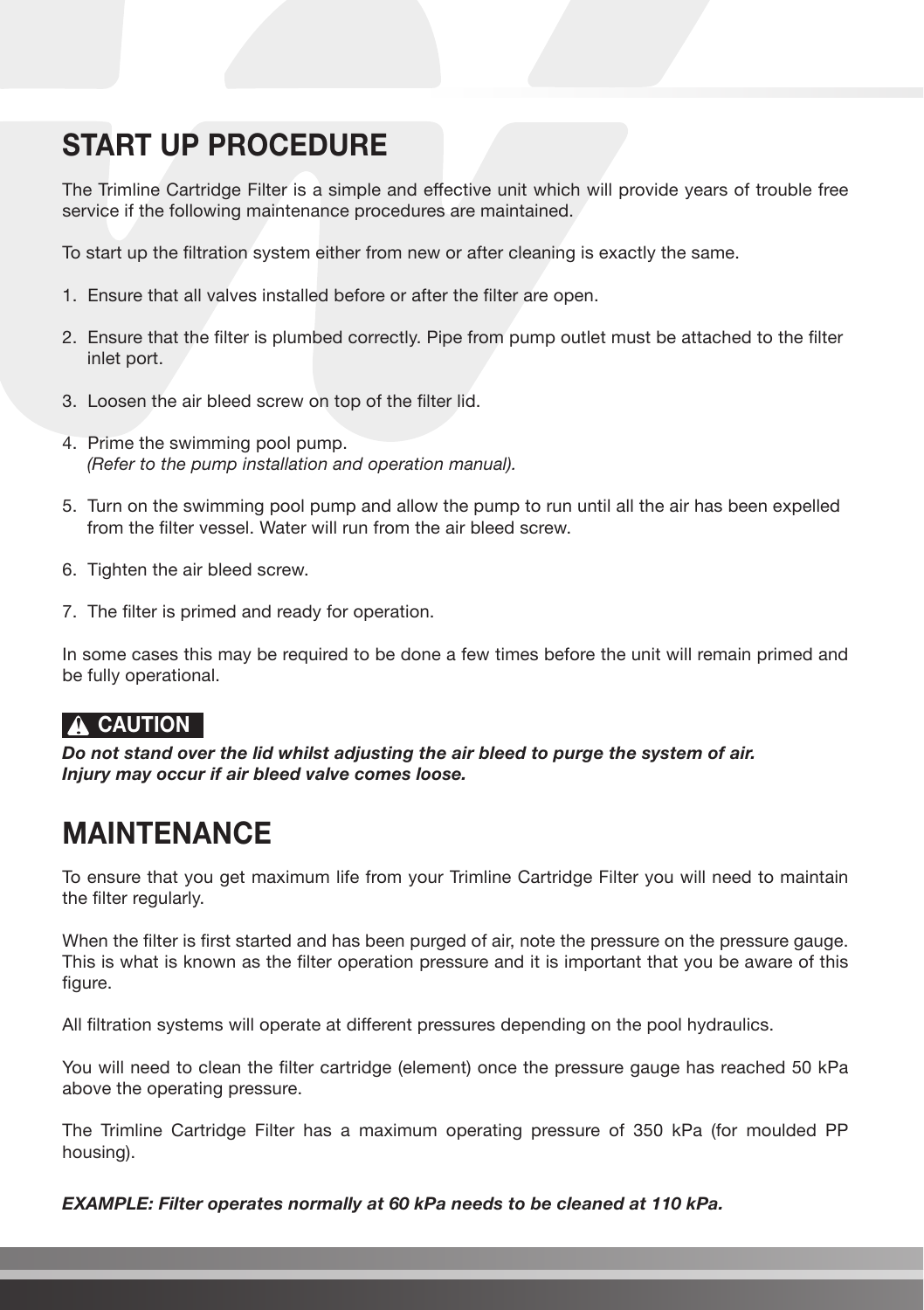## START UP PROCEDURE

The Trimline Cartridge Filter is a simple and effective unit which will provide years of trouble free service if the following maintenance procedures are maintained.

To start up the filtration system either from new or after cleaning is exactly the same.

1. Ensure that all valves installed before or after the filter are open.
2. Ensure that the filter is plumbed correctly. Pipe from pump outlet must be attached to the filter inlet port.
3. Loosen the air bleed screw on top of the filter lid.
4. Prime the swimming pool pump. *(Refer to the pump installation and operation manual).*
5. Turn on the swimming pool pump and allow the pump to run until all the air has been expelled from the filter vessel. Water will run from the air bleed screw.
6. Tighten the air bleed screw.
7. The filter is primed and ready for operation.

In some cases this may be required to be done a few times before the unit will remain primed and be fully operational.

**⚠ CAUTION**

***Do not stand over the lid whilst adjusting the air bleed to purge the system of air. Injury may occur if air bleed valve comes loose.***

## MAINTENANCE

To ensure that you get maximum life from your Trimline Cartridge Filter you will need to maintain the filter regularly.

When the filter is first started and has been purged of air, note the pressure on the pressure gauge. This is what is known as the filter operation pressure and it is important that you be aware of this figure.

All filtration systems will operate at different pressures depending on the pool hydraulics.

You will need to clean the filter cartridge (element) once the pressure gauge has reached 50 kPa above the operating pressure.

The Trimline Cartridge Filter has a maximum operating pressure of 350 kPa (for moulded PP housing).

***EXAMPLE: Filter operates normally at 60 kPa needs to be cleaned at 110 kPa.***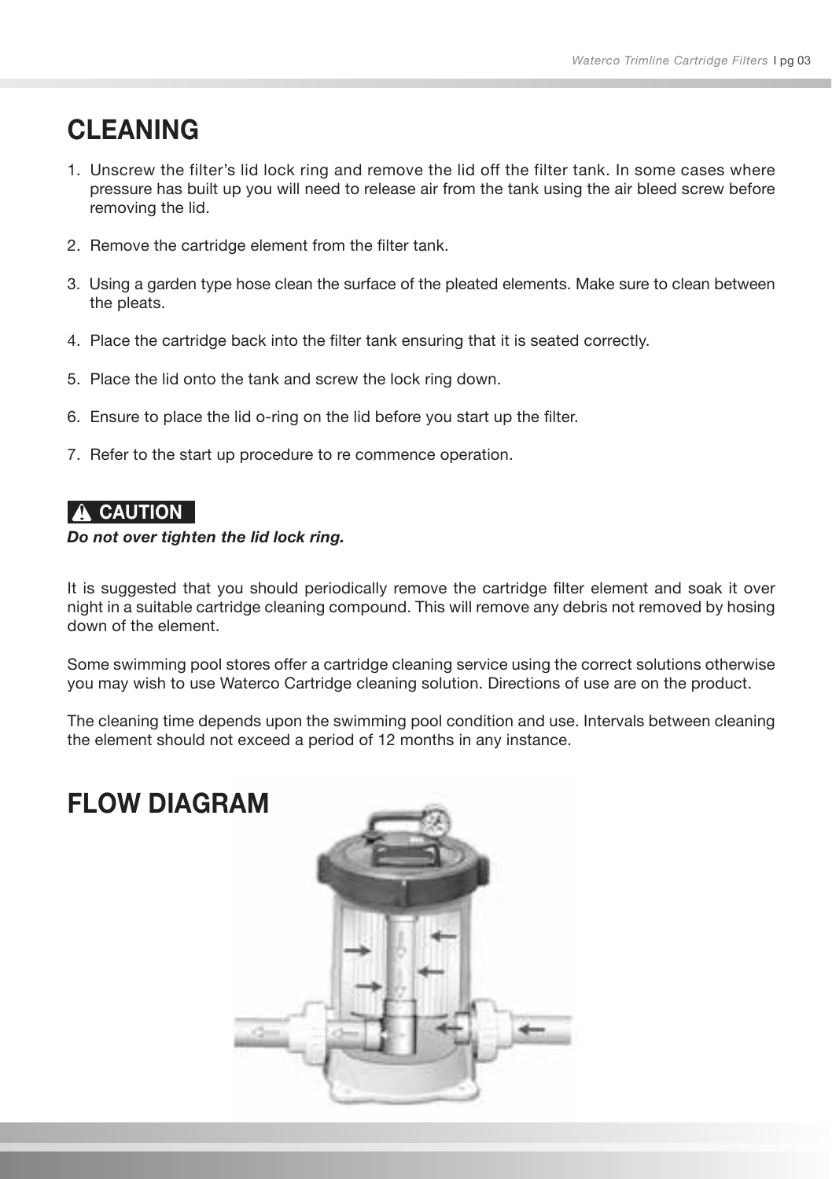# CLEANING

1. Unscrew the filter's lid lock ring and remove the lid off the filter tank. In some cases where pressure has built up you will need to release air from the tank using the air bleed screw before removing the lid.

2. Remove the cartridge element from the filter tank.

3. Using a garden type hose clean the surface of the pleated elements. Make sure to clean between the pleats.

4. Place the cartridge back into the filter tank ensuring that it is seated correctly.

5. Place the lid onto the tank and screw the lock ring down.

6. Ensure to place the lid o-ring on the lid before you start up the filter.

7. Refer to the start up procedure to re commence operation.

**⚠ CAUTION**

***Do not over tighten the lid lock ring.***

It is suggested that you should periodically remove the cartridge filter element and soak it over night in a suitable cartridge cleaning compound. This will remove any debris not removed by hosing down of the element.

Some swimming pool stores offer a cartridge cleaning service using the correct solutions otherwise you may wish to use Waterco Cartridge cleaning solution. Directions of use are on the product.

The cleaning time depends upon the swimming pool condition and use. Intervals between cleaning the element should not exceed a period of 12 months in any instance.

# FLOW DIAGRAM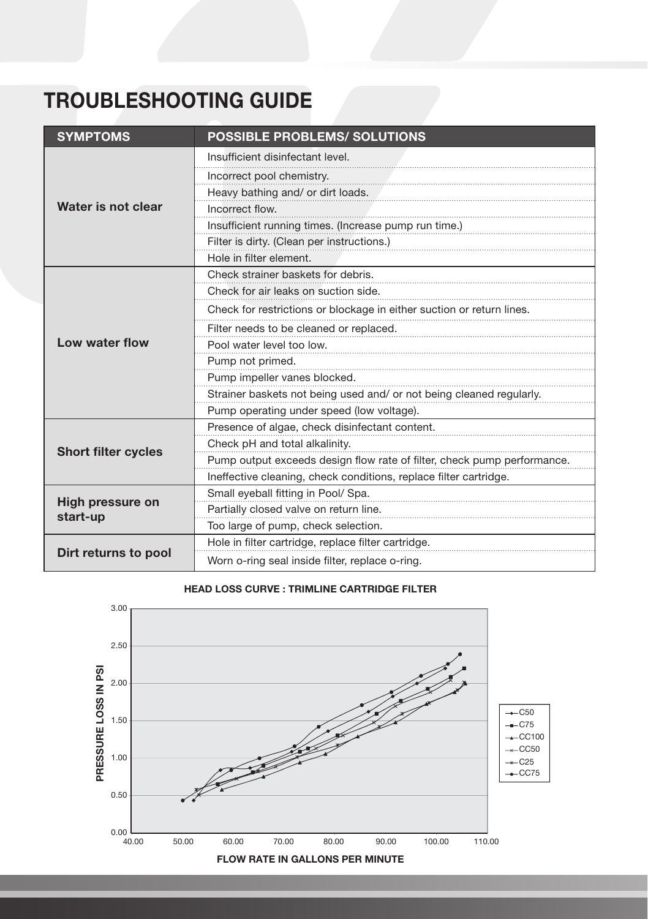# TROUBLESHOOTING GUIDE

| SYMPTOMS | POSSIBLE PROBLEMS/ SOLUTIONS |
|---|---|
| **Water is not clear** | Insufficient disinfectant level. |
| | Incorrect pool chemistry. |
| | Heavy bathing and/ or dirt loads. |
| | Incorrect flow. |
| | Insufficient running times. (Increase pump run time.) |
| | Filter is dirty. (Clean per instructions.) |
| | Hole in filter element. |
| **Low water flow** | Check strainer baskets for debris. |
| | Check for air leaks on suction side. |
| | Check for restrictions or blockage in either suction or return lines. |
| | Filter needs to be cleaned or replaced. |
| | Pool water level too low. |
| | Pump not primed. |
| | Pump impeller vanes blocked. |
| | Strainer baskets not being used and/ or not being cleaned regularly. |
| | Pump operating under speed (low voltage). |
| **Short filter cycles** | Presence of algae, check disinfectant content. |
| | Check pH and total alkalinity. |
| | Pump output exceeds design flow rate of filter, check pump performance. |
| | Ineffective cleaning, check conditions, replace filter cartridge. |
| **High pressure on start-up** | Small eyeball fitting in Pool/ Spa. |
| | Partially closed valve on return line. |
| | Too large of pump, check selection. |
| **Dirt returns to pool** | Hole in filter cartridge, replace filter cartridge. |
| | Worn o-ring seal inside filter, replace o-ring. |

**HEAD LOSS CURVE : TRIMLINE CARTRIDGE FILTER**

PRESSURE LOSS IN PSI (0.00 – 3.00) vs. FLOW RATE IN GALLONS PER MINUTE (40.00 – 110.00)

Legend: C50, C75, CC100, CC50, C25, CC75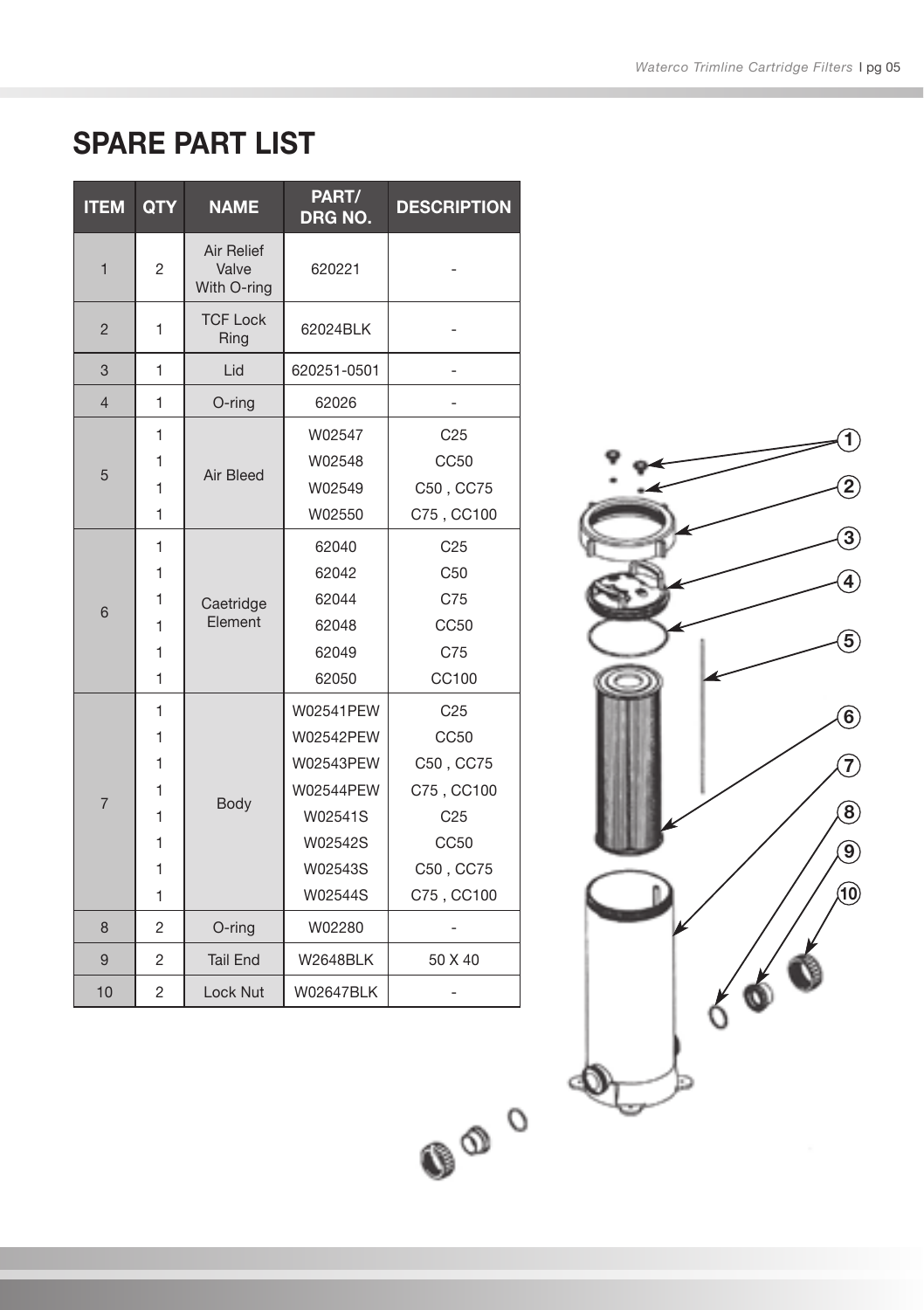## SPARE PART LIST

| ITEM | QTY | NAME | PART/ DRG NO. | DESCRIPTION |
|---|---|---|---|---|
| 1 | 2 | Air Relief Valve With O-ring | 620221 | - |
| 2 | 1 | TCF Lock Ring | 62024BLK | - |
| 3 | 1 | Lid | 620251-0501 | - |
| 4 | 1 | O-ring | 62026 | - |
| 5 | 1 | Air Bleed | W02547 | C25 |
| | 1 | | W02548 | CC50 |
| | 1 | | W02549 | C50 , CC75 |
| | 1 | | W02550 | C75 , CC100 |
| 6 | 1 | Caetridge Element | 62040 | C25 |
| | 1 | | 62042 | C50 |
| | 1 | | 62044 | C75 |
| | 1 | | 62048 | CC50 |
| | 1 | | 62049 | C75 |
| | 1 | | 62050 | CC100 |
| 7 | 1 | Body | W02541PEW | C25 |
| | 1 | | W02542PEW | CC50 |
| | 1 | | W02543PEW | C50 , CC75 |
| | 1 | | W02544PEW | C75 , CC100 |
| | 1 | | W02541S | C25 |
| | 1 | | W02542S | CC50 |
| | 1 | | W02543S | C50 , CC75 |
| | 1 | | W02544S | C75 , CC100 |
| 8 | 2 | O-ring | W02280 | - |
| 9 | 2 | Tail End | W2648BLK | 50 X 40 |
| 10 | 2 | Lock Nut | W02647BLK | - |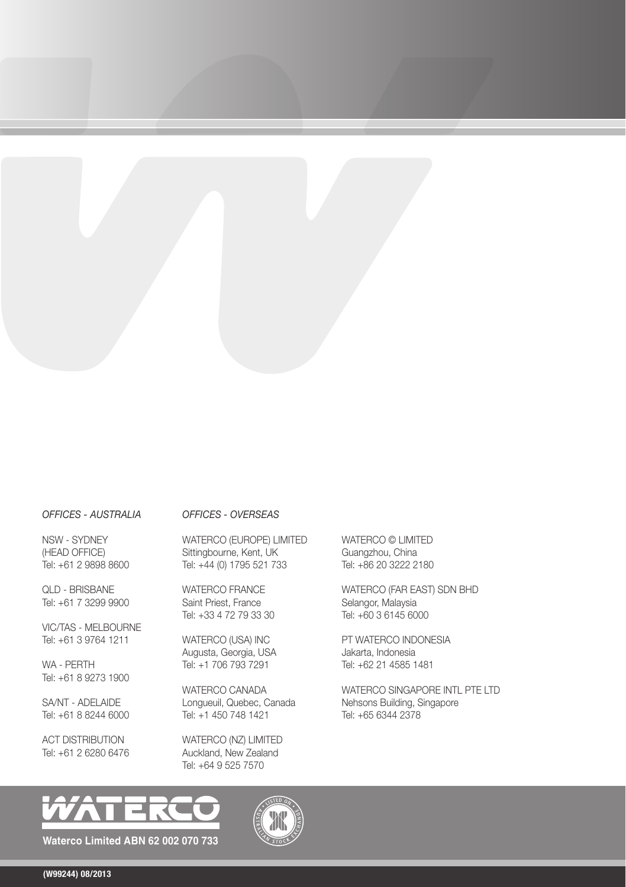*OFFICES - AUSTRALIA*

NSW - SYDNEY
(HEAD OFFICE)
Tel: +61 2 9898 8600

QLD - BRISBANE
Tel: +61 7 3299 9900

VIC/TAS - MELBOURNE
Tel: +61 3 9764 1211

WA - PERTH
Tel: +61 8 9273 1900

SA/NT - ADELAIDE
Tel: +61 8 8244 6000

ACT DISTRIBUTION
Tel: +61 2 6280 6476

*OFFICES - OVERSEAS*

WATERCO (EUROPE) LIMITED
Sittingbourne, Kent, UK
Tel: +44 (0) 1795 521 733

WATERCO FRANCE
Saint Priest, France
Tel: +33 4 72 79 33 30

WATERCO (USA) INC
Augusta, Georgia, USA
Tel: +1 706 793 7291

WATERCO CANADA
Longueuil, Quebec, Canada
Tel: +1 450 748 1421

WATERCO (NZ) LIMITED
Auckland, New Zealand
Tel: +64 9 525 7570

WATERCO © LIMITED
Guangzhou, China
Tel: +86 20 3222 2180

WATERCO (FAR EAST) SDN BHD
Selangor, Malaysia
Tel: +60 3 6145 6000

PT WATERCO INDONESIA
Jakarta, Indonesia
Tel: +62 21 4585 1481

WATERCO SINGAPORE INTL PTE LTD
Nehsons Building, Singapore
Tel: +65 6344 2378

WATERCO

**Waterco Limited ABN 62 002 070 733**

LISTED ON AUSTRALIAN STOCK EXCHANGE

**(W99244) 08/2013**